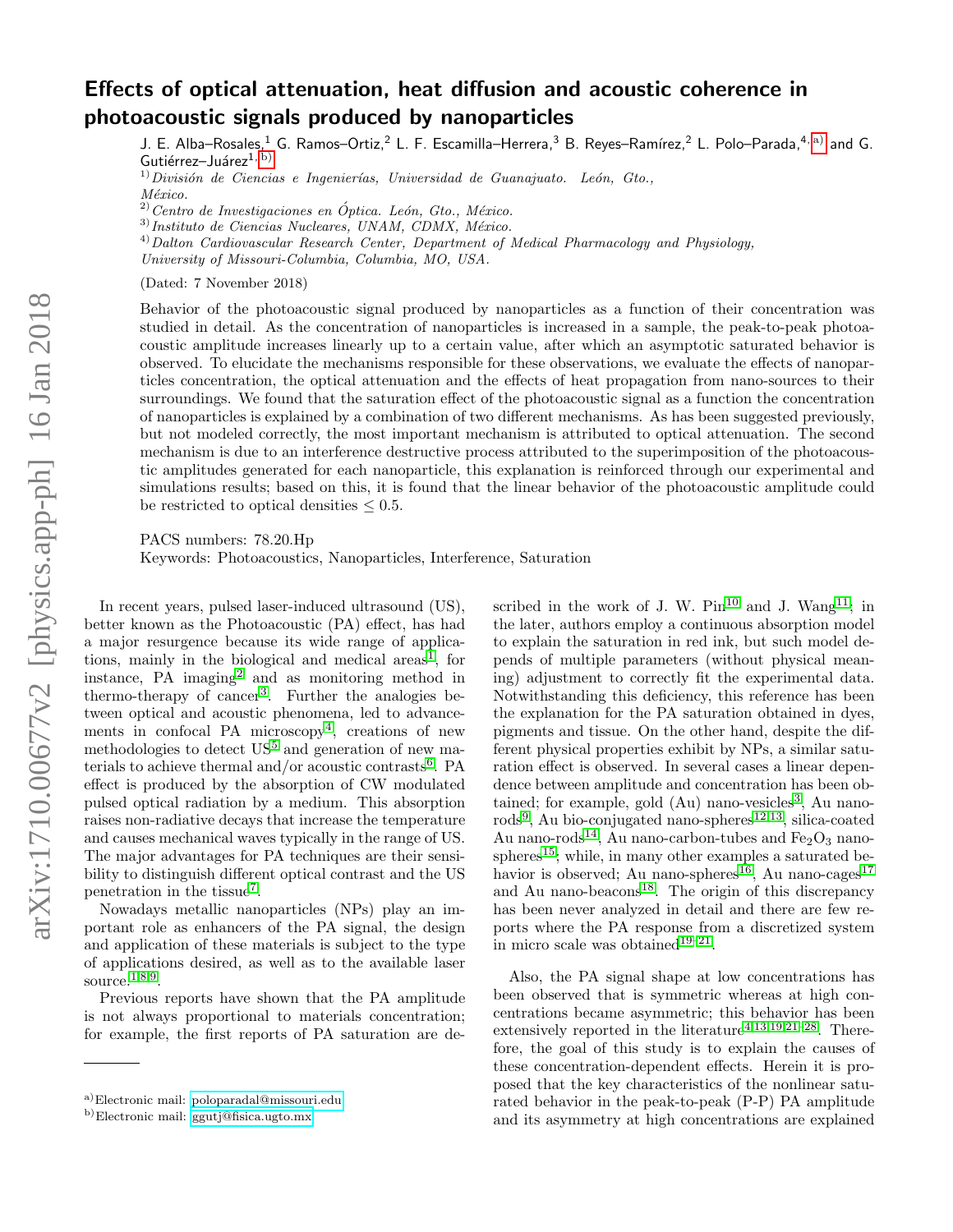# Effects of optical attenuation, heat diffusion and acoustic coherence in photoacoustic signals produced by nanoparticles

J. E. Alba–Rosales,[1] G. Ramos–Ortiz,[2] L. F. Escamilla–Herrera,[3] B. Reyes–Ramírez,[2] L. Polo–Parada,[4,a] and G. Gutiérrez–Juárez[1,b]

[1] *División de Ciencias e Ingenierías, Universidad de Guanajuato. León, Gto., México.*

[2] *Centro de Investigaciones en Óptica. León, Gto., México.*

[3] *Instituto de Ciencias Nucleares, UNAM, CDMX, México.*

[4] *Dalton Cardiovascular Research Center, Department of Medical Pharmacology and Physiology, University of Missouri-Columbia, Columbia, MO, USA.*

(Dated: 7 November 2018)

Behavior of the photoacoustic signal produced by nanoparticles as a function of their concentration was studied in detail. As the concentration of nanoparticles is increased in a sample, the peak-to-peak photoacoustic amplitude increases linearly up to a certain value, after which an asymptotic saturated behavior is observed. To elucidate the mechanisms responsible for these observations, we evaluate the effects of nanoparticles concentration, the optical attenuation and the effects of heat propagation from nano-sources to their surroundings. We found that the saturation effect of the photoacoustic signal as a function the concentration of nanoparticles is explained by a combination of two different mechanisms. As has been suggested previously, but not modeled correctly, the most important mechanism is attributed to optical attenuation. The second mechanism is due to an interference destructive process attributed to the superimposition of the photoacoustic amplitudes generated for each nanoparticle, this explanation is reinforced through our experimental and simulations results; based on this, it is found that the linear behavior of the photoacoustic amplitude could be restricted to optical densities $\leq 0.5$.

PACS numbers: 78.20.Hp

Keywords: Photoacoustics, Nanoparticles, Interference, Saturation

In recent years, pulsed laser-induced ultrasound (US), better known as the Photoacoustic (PA) effect, has had a major resurgence because its wide range of applications, mainly in the biological and medical areas[1], for instance, PA imaging[2] and as monitoring method in thermo-therapy of cancer[3]. Further the analogies between optical and acoustic phenomena, led to advancements in confocal PA microscopy[4], creations of new methodologies to detect US[5] and generation of new materials to achieve thermal and/or acoustic contrasts[6]. PA effect is produced by the absorption of CW modulated pulsed optical radiation by a medium. This absorption raises non-radiative decays that increase the temperature and causes mechanical waves typically in the range of US. The major advantages for PA techniques are their sensibility to distinguish different optical contrast and the US penetration in the tissue[7].

Nowadays metallic nanoparticles (NPs) play an important role as enhancers of the PA signal, the design and application of these materials is subject to the type of applications desired, as well as to the available laser source.[1,8,9]

Previous reports have shown that the PA amplitude is not always proportional to materials concentration; for example, the first reports of PA saturation are described in the work of J. W. Pin[10] and J. Wang[11]; in the later, authors employ a continuous absorption model to explain the saturation in red ink, but such model depends of multiple parameters (without physical meaning) adjustment to correctly fit the experimental data. Notwithstanding this deficiency, this reference has been the explanation for the PA saturation obtained in dyes, pigments and tissue. On the other hand, despite the different physical properties exhibit by NPs, a similar saturation effect is observed. In several cases a linear dependence between amplitude and concentration has been obtained; for example, gold (Au) nano-vesicles[3], Au nano-rods[9], Au bio-conjugated nano-spheres[12,13], silica-coated Au nano-rods[14], Au nano-carbon-tubes and $Fe_2O_3$ nano-spheres[15]; while, in many other examples a saturated behavior is observed; Au nano-spheres[16], Au nano-cages[17] and Au nano-beacons[18]. The origin of this discrepancy has been never analyzed in detail and there are few reports where the PA response from a discretized system in micro scale was obtained[19–21].

Also, the PA signal shape at low concentrations has been observed that is symmetric whereas at high concentrations became asymmetric; this behavior has been extensively reported in the literature[4,13,19,21–28]. Therefore, the goal of this study is to explain the causes of these concentration-dependent effects. Herein it is proposed that the key characteristics of the nonlinear saturated behavior in the peak-to-peak (P-P) PA amplitude and its asymmetry at high concentrations are explained

---

[a] Electronic mail: poloparadal@missouri.edu

[b] Electronic mail: ggutj@fisica.ugto.mx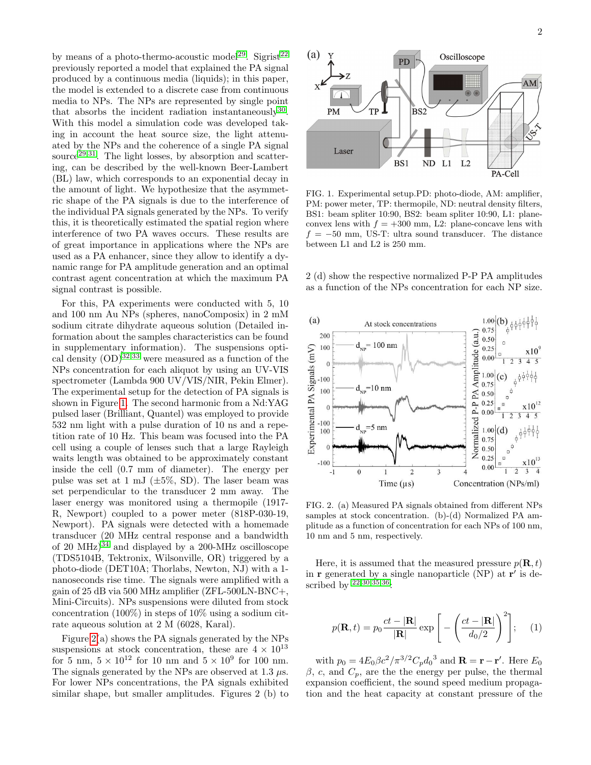by means of a photo-thermo-acoustic model[29]. Sigrist[22] previously reported a model that explained the PA signal produced by a continuous media (liquids); in this paper, the model is extended to a discrete case from continuous media to NPs. The NPs are represented by single point that absorbs the incident radiation instantaneously[30]. With this model a simulation code was developed taking in account the heat source size, the light attenuated by the NPs and the coherence of a single PA signal source[29,31]. The light losses, by absorption and scattering, can be described by the well-known Beer-Lambert (BL) law, which corresponds to an exponential decay in the amount of light. We hypothesize that the asymmetric shape of the PA signals is due to the interference of the individual PA signals generated by the NPs. To verify this, it is theoretically estimated the spatial region where interference of two PA waves occurs. These results are of great importance in applications where the NPs are used as a PA enhancer, since they allow to identify a dynamic range for PA amplitude generation and an optimal contrast agent concentration at which the maximum PA signal contrast is possible.

For this, PA experiments were conducted with 5, 10 and 100 nm Au NPs (spheres, nanoComposix) in 2 mM sodium citrate dihydrate aqueous solution (Detailed information about the samples characteristics can be found in supplementary information). The suspensions optical density (OD)[32,33] were measured as a function of the NPs concentration for each aliquot by using an UV-VIS spectrometer (Lambda 900 UV/VIS/NIR, Pekin Elmer). The experimental setup for the detection of PA signals is shown in Figure 1. The second harmonic from a Nd:YAG pulsed laser (Brilliant, Quantel) was employed to provide 532 nm light with a pulse duration of 10 ns and a repetition rate of 10 Hz. This beam was focused into the PA cell using a couple of lenses such that a large Rayleigh waits length was obtained to be approximately constant inside the cell (0.7 mm of diameter). The energy per pulse was set at 1 mJ (±5%, SD). The laser beam was set perpendicular to the transducer 2 mm away. The laser energy was monitored using a thermopile (1917-R, Newport) coupled to a power meter (818P-030-19, Newport). PA signals were detected with a homemade transducer (20 MHz central response and a bandwidth of 20 MHz)[34] and displayed by a 200-MHz oscilloscope (TDS5104B, Tektronix, Wilsonville, OR) triggered by a photo-diode (DET10A; Thorlabs, Newton, NJ) with a 1-nanoseconds rise time. The signals were amplified with a gain of 25 dB via 500 MHz amplifier (ZFL-500LN-BNC+, Mini-Circuits). NPs suspensions were diluted from stock concentration (100%) in steps of 10% using a sodium citrate aqueous solution at 2 M (6028, Karal).

Figure 2(a) shows the PA signals generated by the NPs suspensions at stock concentration, these are $4 \times 10^{13}$ for 5 nm, $5 \times 10^{12}$ for 10 nm and $5 \times 10^{9}$ for 100 nm. The signals generated by the NPs are observed at 1.3 $\mu$s. For lower NPs concentrations, the PA signals exhibited similar shape, but smaller amplitudes. Figures 2 (b) to 2 (d) show the respective normalized P-P PA amplitudes as a function of the NPs concentration for each NP size.

(a)
Y
Z
X
PD
Oscilloscope
AM
PM
TP
BS2
Laser
BS1
ND
L1
L2
US-T
PA-Cell

FIG. 1. Experimental setup.PD: photo-diode, AM: amplifier, PM: power meter, TP: thermopile, ND: neutral density filters, BS1: beam spliter 10:90, BS2: beam spliter 10:90, L1: plane-convex lens with $f = +300$ mm, L2: plane-concave lens with $f = -50$ mm, US-T: ultra sound transducer. The distance between L1 and L2 is 250 mm.

(a)
At stock concentrations
$d_{NP}$ = 100 nm
$d_{NP}$ =10 nm
$d_{NP}$ =5 nm
Experimental PA Signals (mV)
Time (μs)
(b) x10^9
(c) x10^12
(d) x10^13
Normalized P-P PA Amplitude (a.u.)
Concentration (NPs/ml)

FIG. 2. (a) Measured PA signals obtained from different NPs samples at stock concentration. (b)-(d) Normalized PA amplitude as a function of concentration for each NPs of 100 nm, 10 nm and 5 nm, respectively.

Here, it is assumed that the measured pressure $p(\mathbf{R}, t)$ in $\mathbf{r}$ generated by a single nanoparticle (NP) at $\mathbf{r}'$ is described by [22,30,35,36]:

$$p(\mathbf{R}, t) = p_0 \frac{ct - |\mathbf{R}|}{|\mathbf{R}|} \exp\left[ -\left( \frac{ct - |\mathbf{R}|}{d_0/2} \right)^2 \right]; \quad (1)$$

with $p_0 = 4E_0 \beta c^2 / \pi^{3/2} C_p {d_0}^3$ and $\mathbf{R} = \mathbf{r} - \mathbf{r}'$. Here $E_0$ $\beta$, $c$, and $C_p$, are the the energy per pulse, the thermal expansion coefficient, the sound speed medium propagation and the heat capacity at constant pressure of the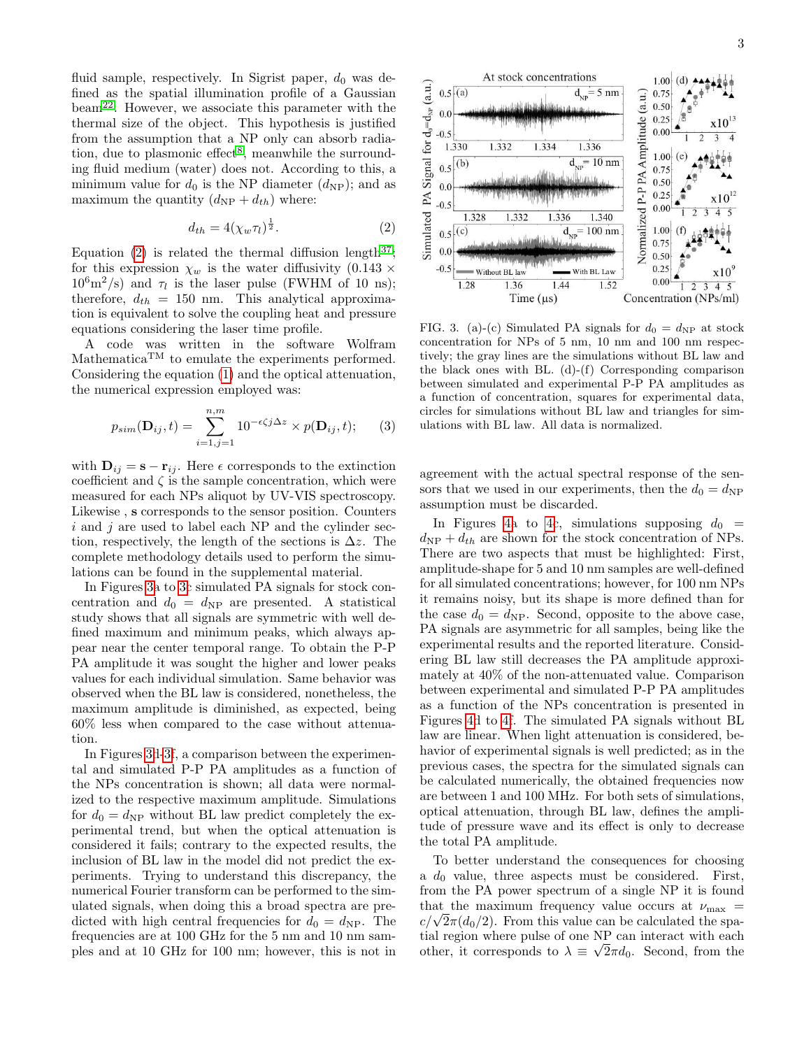fluid sample, respectively. In Sigrist paper, $d_0$ was defined as the spatial illumination profile of a Gaussian beam[22]. However, we associate this parameter with the thermal size of the object. This hypothesis is justified from the assumption that a NP only can absorb radiation, due to plasmonic effect[8], meanwhile the surrounding fluid medium (water) does not. According to this, a minimum value for $d_0$ is the NP diameter ($d_{\rm NP}$); and as maximum the quantity ($d_{\rm NP} + d_{th}$) where:

$$d_{th} = 4(\chi_w \tau_l)^{\frac{1}{2}}. \qquad (2)$$

Equation (2) is related the thermal diffusion length[37]; for this expression $\chi_w$ is the water diffusivity ($0.143 \times 10^6 \mathrm{m}^2/\mathrm{s}$) and $\tau_l$ is the laser pulse (FWHM of 10 ns); therefore, $d_{th}$ = 150 nm. This analytical approximation is equivalent to solve the coupling heat and pressure equations considering the laser time profile.

A code was written in the software Wolfram Mathematica™ to emulate the experiments performed. Considering the equation (1) and the optical attenuation, the numerical expression employed was:

$$p_{sim}(\mathbf{D}_{ij}, t) = \sum_{i=1,j=1}^{n,m} 10^{-\epsilon \zeta j \Delta z} \times p(\mathbf{D}_{ij}, t); \qquad (3)$$

with $\mathbf{D}_{ij} = \mathbf{s} - \mathbf{r}_{ij}$. Here $\epsilon$ corresponds to the extinction coefficient and $\zeta$ is the sample concentration, which were measured for each NPs aliquot by UV-VIS spectroscopy. Likewise , $\mathbf{s}$ corresponds to the sensor position. Counters $i$ and $j$ are used to label each NP and the cylinder section, respectively, the length of the sections is $\Delta z$. The complete methodology details used to perform the simulations can be found in the supplemental material.

In Figures 3a to 3c simulated PA signals for stock concentration and $d_0 = d_{\rm NP}$ are presented. A statistical study shows that all signals are symmetric with well defined maximum and minimum peaks, which always appear near the center temporal range. To obtain the P-P PA amplitude it was sought the higher and lower peaks values for each individual simulation. Same behavior was observed when the BL law is considered, nonetheless, the maximum amplitude is diminished, as expected, being 60% less when compared to the case without attenuation.

In Figures 3d-3f, a comparison between the experimental and simulated P-P PA amplitudes as a function of the NPs concentration is shown; all data were normalized to the respective maximum amplitude. Simulations for $d_0 = d_{\rm NP}$ without BL law predict completely the experimental trend, but when the optical attenuation is considered it fails; contrary to the expected results, the inclusion of BL law in the model did not predict the experiments. Trying to understand this discrepancy, the numerical Fourier transform can be performed to the simulated signals, when doing this a broad spectra are predicted with high central frequencies for $d_0 = d_{\rm NP}$. The frequencies are at 100 GHz for the 5 nm and 10 nm samples and at 10 GHz for 100 nm; however, this is not in agreement with the actual spectral response of the sensors that we used in our experiments, then the $d_0 = d_{\rm NP}$ assumption must be discarded.

FIG. 3. (a)-(c) Simulated PA signals for $d_0 = d_{\rm NP}$ at stock concentration for NPs of 5 nm, 10 nm and 100 nm respectively; the gray lines are the simulations without BL law and the black ones with BL. (d)-(f) Corresponding comparison between simulated and experimental P-P PA amplitudes as a function of concentration, squares for experimental data, circles for simulations without BL law and triangles for simulations with BL law. All data is normalized.

In Figures 4a to 4c, simulations supposing $d_0 = d_{\rm NP} + d_{th}$ are shown for the stock concentration of NPs. There are two aspects that must be highlighted: First, amplitude-shape for 5 and 10 nm samples are well-defined for all simulated concentrations; however, for 100 nm NPs it remains noisy, but its shape is more defined than for the case $d_0 = d_{\rm NP}$. Second, opposite to the above case, PA signals are asymmetric for all samples, being like the experimental results and the reported literature. Considering BL law still decreases the PA amplitude approximately at 40% of the non-attenuated value. Comparison between experimental and simulated P-P PA amplitudes as a function of the NPs concentration is presented in Figures 4d to 4f. The simulated PA signals without BL law are linear. When light attenuation is considered, behavior of experimental signals is well predicted; as in the previous cases, the spectra for the simulated signals can be calculated numerically, the obtained frequencies now are between 1 and 100 MHz. For both sets of simulations, optical attenuation, through BL law, defines the amplitude of pressure wave and its effect is only to decrease the total PA amplitude.

To better understand the consequences for choosing a $d_0$ value, three aspects must be considered. First, from the PA power spectrum of a single NP it is found that the maximum frequency value occurs at $\nu_{\max} = c/\sqrt{2}\pi(d_0/2)$. From this value can be calculated the spatial region where pulse of one NP can interact with each other, it corresponds to $\lambda \equiv \sqrt{2}\pi d_0$. Second, from the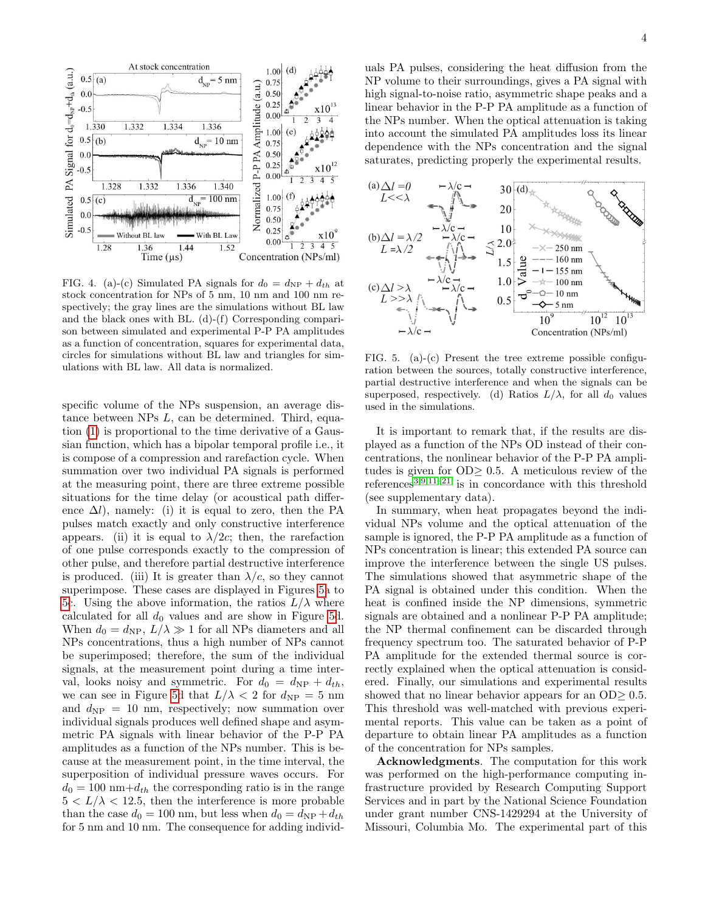At stock concentration

Simulated PA Signal for $d_0=d_{NP}+d_{th}$ (a.u.)

(a) $d_{NP}$ = 5 nm

0.5
0.0
-0.5

1.330 1.332 1.334 1.336

(b) $d_{NP}$ = 10 nm

0.5
0.0
-0.5

1.328 1.332 1.336 1.340

(c) $d_{NP}$ = 100 nm

0.5
0.0
-0.5

Without BL law
With BL Law

1.28 1.36 1.44 1.52

Time (μs)

Normalized P-P PA Amplitude (a.u.)

(d) x10$^{13}$

1.00 0.75 0.50 0.25 0.00

1 2 3 4

(e) x10$^{12}$

1.00 0.75 0.50 0.25 0.00

1 2 3 4 5

(f) x10$^{9}$

1.00 0.75 0.50 0.25 0.00

1 2 3 4 5

Concentration (NPs/ml)

FIG. 4. (a)-(c) Simulated PA signals for $d_0 = d_{\rm NP} + d_{th}$ at stock concentration for NPs of 5 nm, 10 nm and 100 nm respectively; the gray lines are the simulations without BL law and the black ones with BL. (d)-(f) Corresponding comparison between simulated and experimental P-P PA amplitudes as a function of concentration, squares for experimental data, circles for simulations without BL law and triangles for simulations with BL law. All data is normalized.

specific volume of the NPs suspension, an average distance between NPs $L$, can be determined. Third, equation (1) is proportional to the time derivative of a Gaussian function, which has a bipolar temporal profile i.e., it is compose of a compression and rarefaction cycle. When summation over two individual PA signals is performed at the measuring point, there are three extreme possible situations for the time delay (or acoustical path difference $\Delta l$), namely: (i) it is equal to zero, then the PA pulses match exactly and only constructive interference appears. (ii) it is equal to $\lambda/2c$; then, the rarefaction of one pulse corresponds exactly to the compression of other pulse, and therefore partial destructive interference is produced. (iii) It is greater than $\lambda/c$, so they cannot superimpose. These cases are displayed in Figures 5a to 5c. Using the above information, the ratios $L/\lambda$ where calculated for all $d_0$ values and are show in Figure 5d. When $d_0 = d_{\rm NP}$, $L/\lambda \gg 1$ for all NPs diameters and all NPs concentrations, thus a high number of NPs cannot be superimposed; therefore, the sum of the individual signals, at the measurement point during a time interval, looks noisy and symmetric. For $d_0 = d_{\rm NP} + d_{th}$, we can see in Figure 5d that $L/\lambda < 2$ for $d_{\rm NP} = 5$ nm and $d_{\rm NP} = 10$ nm, respectively; now summation over individual signals produces well defined shape and asymmetric PA signals with linear behavior of the P-P PA amplitudes as a function of the NPs number. This is because at the measurement point, in the time interval, the superposition of individual pressure waves occurs. For $d_0 = 100$ nm$+d_{th}$ the corresponding ratio is in the range $5 < L/\lambda < 12.5$, then the interference is more probable than the case $d_0 = 100$ nm, but less when $d_0 = d_{\rm NP} + d_{th}$ for 5 nm and 10 nm. The consequence for adding individuals PA pulses, considering the heat diffusion from the NP volume to their surroundings, gives a PA signal with high signal-to-noise ratio, asymmetric shape peaks and a linear behavior in the P-P PA amplitude as a function of the NPs number. When the optical attenuation is taking into account the simulated PA amplitudes loss its linear dependence with the NPs concentration and the signal saturates, predicting properly the experimental results.

(a) $\Delta l = 0$
$L << \lambda$

(b) $\Delta l = \lambda/2$
$L = \lambda/2$

(c) $\Delta l > \lambda$
$L >> \lambda$

$\lambda/c$

(d)

$L/\lambda$

30
20
10
2.0
1.5
1.0
0.5

$d_0$ Value

250 nm
160 nm
155 nm
100 nm
10 nm
5 nm

10$^9$ 10$^{12}$ 10$^{13}$

Concentration (NPs/ml)

FIG. 5. (a)-(c) Present the tree extreme possible configuration between the sources, totally constructive interference, partial destructive interference and when the signals can be superposed, respectively. (d) Ratios $L/\lambda$, for all $d_0$ values used in the simulations.

It is important to remark that, if the results are displayed as a function of the NPs OD instead of their concentrations, the nonlinear behavior of the P-P PA amplitudes is given for OD$\geq$ 0.5. A meticulous review of the references[3,9,11–21] is in concordance with this threshold (see supplementary data).

In summary, when heat propagates beyond the individual NPs volume and the optical attenuation of the sample is ignored, the P-P PA amplitude as a function of NPs concentration is linear; this extended PA source can improve the interference between the single US pulses. The simulations showed that asymmetric shape of the PA signal is obtained under this condition. When the heat is confined inside the NP dimensions, symmetric signals are obtained and a nonlinear P-P PA amplitude; the NP thermal confinement can be discarded through frequency spectrum too. The saturated behavior of P-P PA amplitude for the extended thermal source is correctly explained when the optical attenuation is considered. Finally, our simulations and experimental results showed that no linear behavior appears for an OD$\geq$ 0.5. This threshold was well-matched with previous experimental reports. This value can be taken as a point of departure to obtain linear PA amplitudes as a function of the concentration for NPs samples.

**Acknowledgments**. The computation for this work was performed on the high-performance computing infrastructure provided by Research Computing Support Services and in part by the National Science Foundation under grant number CNS-1429294 at the University of Missouri, Columbia Mo. The experimental part of this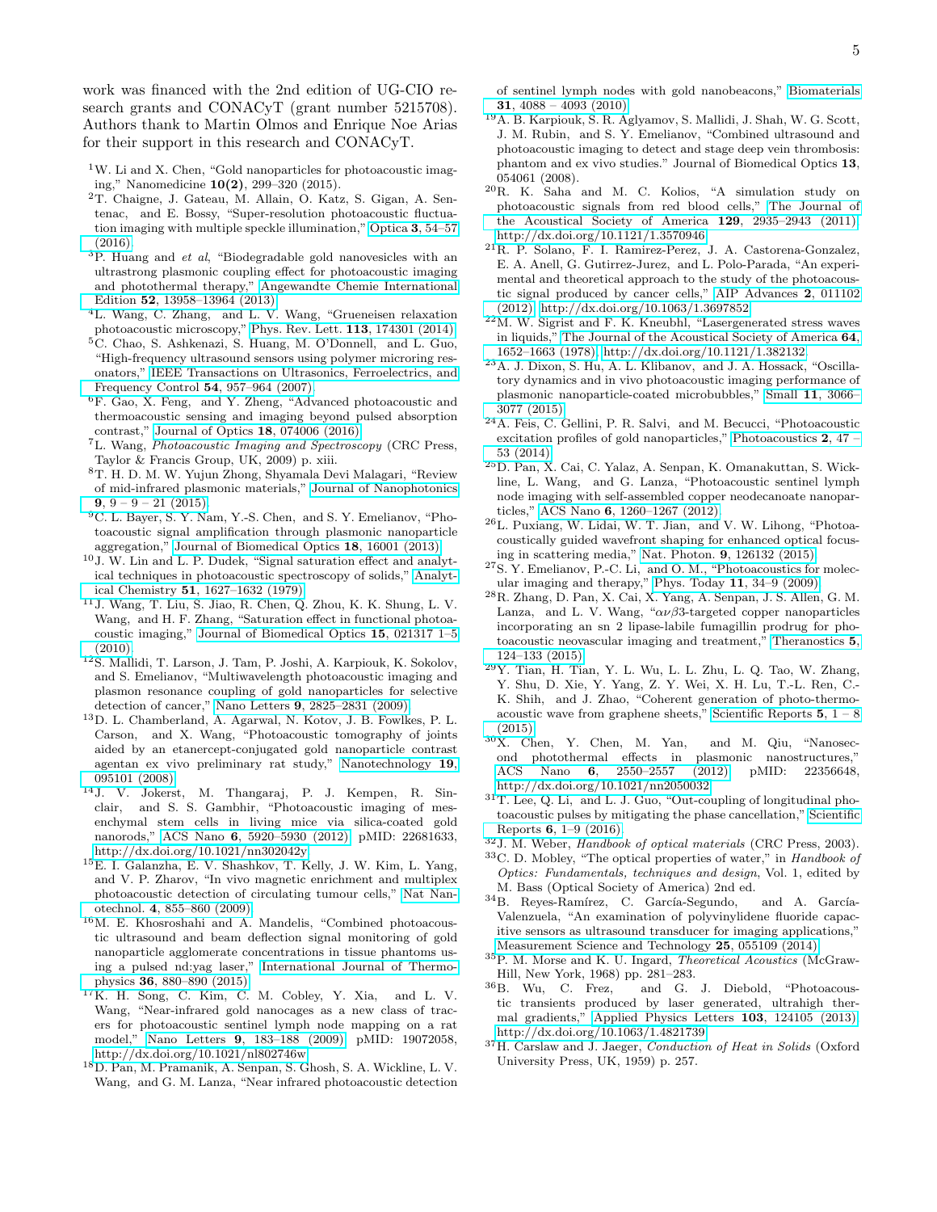work was financed with the 2nd edition of UG-CIO research grants and CONACyT (grant number 5215708). Authors thank to Martin Olmos and Enrique Noe Arias for their support in this research and CONACyT.

[1] W. Li and X. Chen, "Gold nanoparticles for photoacoustic imaging," Nanomedicine **10(2)**, 299–320 (2015).

[2] T. Chaigne, J. Gateau, M. Allain, O. Katz, S. Gigan, A. Sentenac, and E. Bossy, "Super-resolution photoacoustic fluctuation imaging with multiple speckle illumination," Optica **3**, 54–57 (2016).

[3] P. Huang and *et al*, "Biodegradable gold nanovesicles with an ultrastrong plasmonic coupling effect for photoacoustic imaging and photothermal therapy," Angewandte Chemie International Edition **52**, 13958–13964 (2013).

[4] L. Wang, C. Zhang, and L. V. Wang, "Grueneisen relaxation photoacoustic microscopy," Phys. Rev. Lett. **113**, 174301 (2014).

[5] C. Chao, S. Ashkenazi, S. Huang, M. O'Donnell, and L. Guo, "High-frequency ultrasound sensors using polymer microring resonators," IEEE Transactions on Ultrasonics, Ferroelectrics, and Frequency Control **54**, 957–964 (2007).

[6] F. Gao, X. Feng, and Y. Zheng, "Advanced photoacoustic and thermoacoustic sensing and imaging beyond pulsed absorption contrast," Journal of Optics **18**, 074006 (2016).

[7] L. Wang, *Photoacoustic Imaging and Spectroscopy* (CRC Press, Taylor & Francis Group, UK, 2009) p. xiii.

[8] T. H. D. M. W. Yujun Zhong, Shyamala Devi Malagari, "Review of mid-infrared plasmonic materials," Journal of Nanophotonics **9**, 9 – 9 – 21 (2015).

[9] C. L. Bayer, S. Y. Nam, Y.-S. Chen, and S. Y. Emelianov, "Photoacoustic signal amplification through plasmonic nanoparticle aggregation," Journal of Biomedical Optics **18**, 16001 (2013).

[10] J. W. Lin and L. P. Dudek, "Signal saturation effect and analytical techniques in photoacoustic spectroscopy of solids," Analytical Chemistry **51**, 1627–1632 (1979).

[11] J. Wang, T. Liu, S. Jiao, R. Chen, Q. Zhou, K. K. Shung, L. V. Wang, and H. F. Zhang, "Saturation effect in functional photoacoustic imaging," Journal of Biomedical Optics **15**, 021317 1–5 (2010).

[12] S. Mallidi, T. Larson, J. Tam, P. Joshi, A. Karpiouk, K. Sokolov, and S. Emelianov, "Multiwavelength photoacoustic imaging and plasmon resonance coupling of gold nanoparticles for selective detection of cancer," Nano Letters **9**, 2825–2831 (2009).

[13] D. L. Chamberland, A. Agarwal, N. Kotov, J. B. Fowlkes, P. L. Carson, and X. Wang, "Photoacoustic tomography of joints aided by an etanercept-conjugated gold nanoparticle contrast agentan ex vivo preliminary rat study," Nanotechnology **19**, 095101 (2008).

[14] J. V. Jokerst, M. Thangaraj, P. J. Kempen, R. Sinclair, and S. S. Gambhir, "Photoacoustic imaging of mesenchymal stem cells in living mice via silica-coated gold nanorods," ACS Nano **6**, 5920–5930 (2012), pMID: 22681633, http://dx.doi.org/10.1021/nn302042y.

[15] E. I. Galanzha, E. V. Shashkov, T. Kelly, J. W. Kim, L. Yang, and V. P. Zharov, "In vivo magnetic enrichment and multiplex photoacoustic detection of circulating tumour cells," Nat Nanotechnol. **4**, 855–860 (2009).

[16] M. E. Khosroshahi and A. Mandelis, "Combined photoacoustic ultrasound and beam deflection signal monitoring of gold nanoparticle agglomerate concentrations in tissue phantoms using a pulsed nd:yag laser," International Journal of Thermophysics **36**, 880–890 (2015).

[17] K. H. Song, C. Kim, C. M. Cobley, Y. Xia, and L. V. Wang, "Near-infrared gold nanocages as a new class of tracers for photoacoustic sentinel lymph node mapping on a rat model," Nano Letters **9**, 183–188 (2009), pMID: 19072058, http://dx.doi.org/10.1021/nl802746w.

[18] D. Pan, M. Pramanik, A. Senpan, S. Ghosh, S. A. Wickline, L. V. Wang, and G. M. Lanza, "Near infrared photoacoustic detection of sentinel lymph nodes with gold nanobeacons," Biomaterials **31**, 4088 – 4093 (2010).

[19] A. B. Karpiouk, S. R. Aglyamov, S. Mallidi, J. Shah, W. G. Scott, J. M. Rubin, and S. Y. Emelianov, "Combined ultrasound and photoacoustic imaging to detect and stage deep vein thrombosis: phantom and ex vivo studies." Journal of Biomedical Optics **13**, 054061 (2008).

[20] R. K. Saha and M. C. Kolios, "A simulation study on photoacoustic signals from red blood cells," The Journal of the Acoustical Society of America **129**, 2935–2943 (2011), http://dx.doi.org/10.1121/1.3570946.

[21] R. P. Solano, F. I. Ramirez-Perez, J. A. Castorena-Gonzalez, E. A. Anell, G. Gutirrez-Jurez, and L. Polo-Parada, "An experimental and theoretical approach to the study of the photoacoustic signal produced by cancer cells," AIP Advances **2**, 011102 (2012), http://dx.doi.org/10.1063/1.3697852.

[22] M. W. Sigrist and F. K. Kneubhl, "Lasergenerated stress waves in liquids," The Journal of the Acoustical Society of America **64**, 1652–1663 (1978), http://dx.doi.org/10.1121/1.382132.

[23] A. J. Dixon, S. Hu, A. L. Klibanov, and J. A. Hossack, "Oscillatory dynamics and in vivo photoacoustic imaging performance of plasmonic nanoparticle-coated microbubbles," Small **11**, 3066–3077 (2015).

[24] A. Feis, C. Gellini, P. R. Salvi, and M. Becucci, "Photoacoustic excitation profiles of gold nanoparticles," Photoacoustics **2**, 47 – 53 (2014).

[25] D. Pan, X. Cai, C. Yalaz, A. Senpan, K. Omanakuttan, S. Wickline, L. Wang, and G. Lanza, "Photoacoustic sentinel lymph node imaging with self-assembled copper neodecanoate nanoparticles," ACS Nano **6**, 1260–1267 (2012).

[26] L. Puxiang, W. Lidai, W. T. Jian, and V. W. Lihong, "Photoacoustically guided wavefront shaping for enhanced optical focusing in scattering media," Nat. Photon. **9**, 126132 (2015).

[27] S. Y. Emelianov, P.-C. Li, and O. M., "Photoacoustics for molecular imaging and therapy," Phys. Today **11**, 34–9 (2009).

[28] R. Zhang, D. Pan, X. Cai, X. Yang, A. Senpan, J. S. Allen, G. M. Lanza, and L. V. Wang, "$\alpha\nu\beta3$-targeted copper nanoparticles incorporating an sn 2 lipase-labile fumagillin prodrug for photoacoustic neovascular imaging and treatment," Theranostics **5**, 124–133 (2015).

[29] Y. Tian, H. Tian, Y. L. Wu, L. L. Zhu, L. Q. Tao, W. Zhang, Y. Shu, D. Xie, Y. Yang, Z. Y. Wei, X. H. Lu, T.-L. Ren, C.-K. Shih, and J. Zhao, "Coherent generation of photo-thermoacoustic wave from graphene sheets," Scientific Reports **5**, 1 – 8 (2015).

[30] X. Chen, Y. Chen, M. Yan, and M. Qiu, "Nanosecond photothermal effects in plasmonic nanostructures," ACS Nano **6**, 2550–2557 (2012), pMID: 22356648, http://dx.doi.org/10.1021/nn2050032.

[31] T. Lee, Q. Li, and L. J. Guo, "Out-coupling of longitudinal photoacoustic pulses by mitigating the phase cancellation," Scientific Reports **6**, 1–9 (2016).

[32] J. M. Weber, *Handbook of optical materials* (CRC Press, 2003).

[33] C. D. Mobley, "The optical properties of water," in *Handbook of Optics: Fundamentals, techniques and design*, Vol. 1, edited by M. Bass (Optical Society of America) 2nd ed.

[34] B. Reyes-Ramírez, C. García-Segundo, and A. García-Valenzuela, "An examination of polyvinylidene fluoride capacitive sensors as ultrasound transducer for imaging applications," Measurement Science and Technology **25**, 055109 (2014).

[35] P. M. Morse and K. U. Ingard, *Theoretical Acoustics* (McGraw-Hill, New York, 1968) pp. 281–283.

[36] B. Wu, C. Frez, and G. J. Diebold, "Photoacoustic transients produced by laser generated, ultrahigh thermal gradients," Applied Physics Letters **103**, 124105 (2013), http://dx.doi.org/10.1063/1.4821739.

[37] H. Carslaw and J. Jaeger, *Conduction of Heat in Solids* (Oxford University Press, UK, 1959) p. 257.